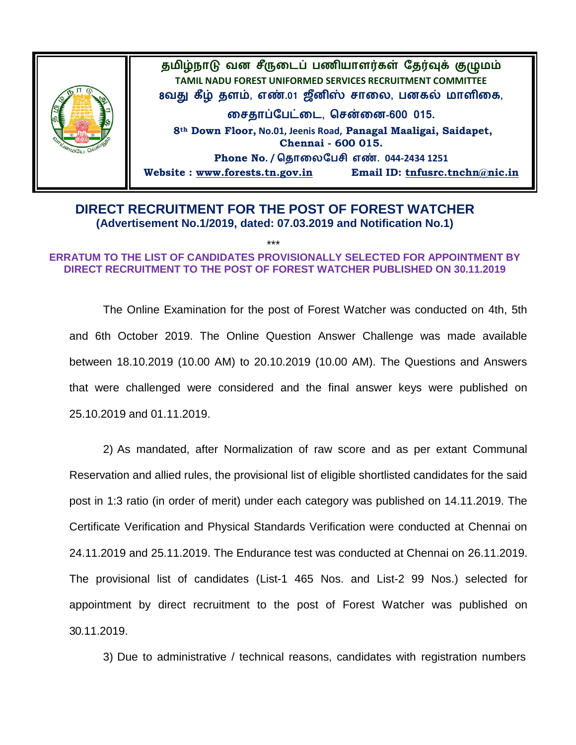தமிழ்நாடு வன சீருடைப் பணியாளர்கள் தேர்வுக் குழுமம்

**TAMIL NADU FOREST UNIFORMED SERVICES RECRUITMENT COMMITTEE**

8வது கீழ் தளம், எண்.01 ஜீனிஸ் சாலை, பனகல் மாளிகை,

சைதாப்பேட்டை, சென்னை-600 015.

**8th Down Floor, No.01, Jeenis Road, Panagal Maaligai, Saidapet, Chennai - 600 015.**

**Phone No. / தொலைபேசி எண். 044-2434 1251**

**Website : www.forests.tn.gov.in  Email ID: tnfusrc.tnchn@nic.in**

# DIRECT RECRUITMENT FOR THE POST OF FOREST WATCHER

**(Advertisement No.1/2019, dated: 07.03.2019 and Notification No.1)**

***

**ERRATUM TO THE LIST OF CANDIDATES PROVISIONALLY SELECTED FOR APPOINTMENT BY DIRECT RECRUITMENT TO THE POST OF FOREST WATCHER PUBLISHED ON 30.11.2019**

The Online Examination for the post of Forest Watcher was conducted on 4th, 5th and 6th October 2019. The Online Question Answer Challenge was made available between 18.10.2019 (10.00 AM) to 20.10.2019 (10.00 AM). The Questions and Answers that were challenged were considered and the final answer keys were published on 25.10.2019 and 01.11.2019.

2) As mandated, after Normalization of raw score and as per extant Communal Reservation and allied rules, the provisional list of eligible shortlisted candidates for the said post in 1:3 ratio (in order of merit) under each category was published on 14.11.2019. The Certificate Verification and Physical Standards Verification were conducted at Chennai on 24.11.2019 and 25.11.2019. The Endurance test was conducted at Chennai on 26.11.2019. The provisional list of candidates (List-1 465 Nos. and List-2 99 Nos.) selected for appointment by direct recruitment to the post of Forest Watcher was published on 30.11.2019.

3) Due to administrative / technical reasons, candidates with registration numbers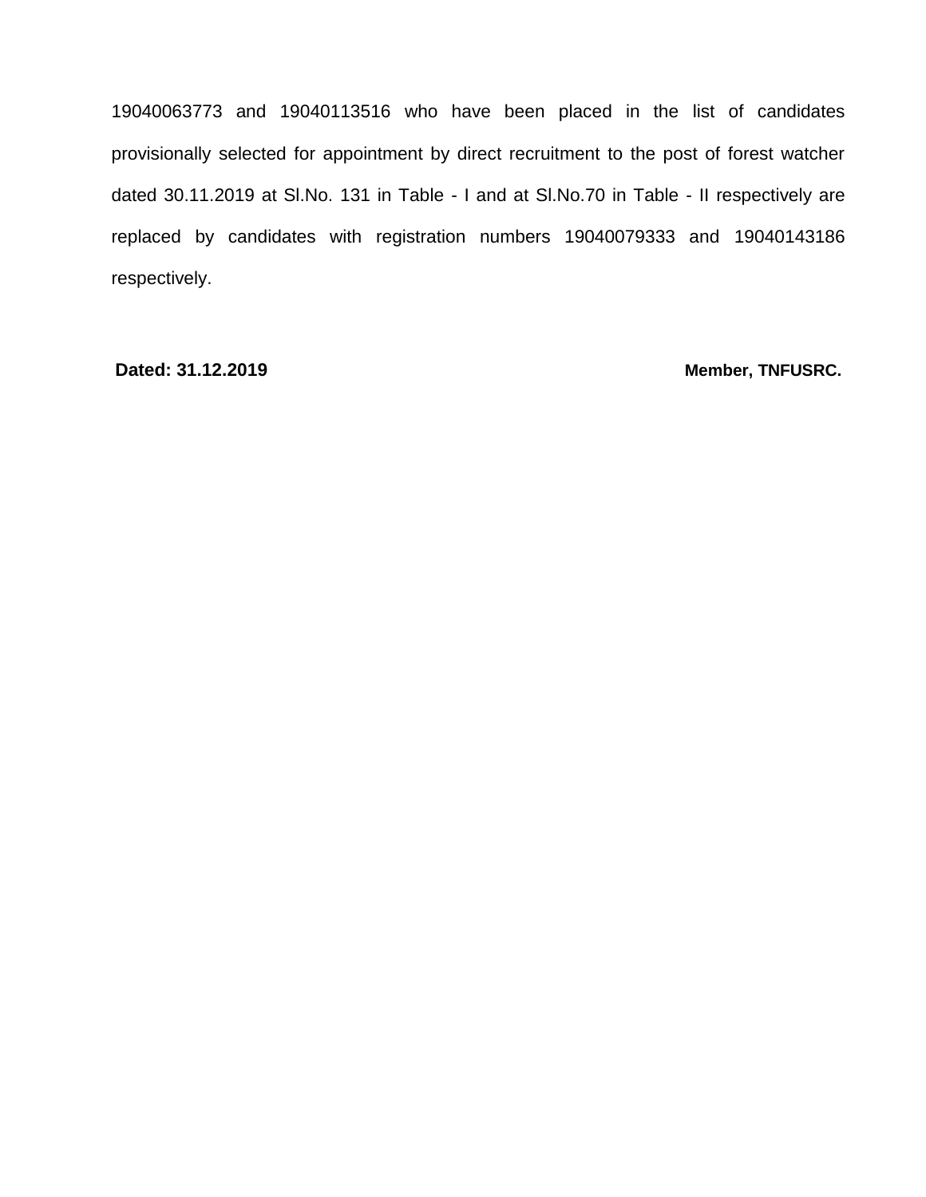19040063773 and 19040113516 who have been placed in the list of candidates provisionally selected for appointment by direct recruitment to the post of forest watcher dated 30.11.2019 at Sl.No. 131 in Table - I and at Sl.No.70 in Table - II respectively are replaced by candidates with registration numbers 19040079333 and 19040143186 respectively.

**Dated: 31.12.2019** **Member, TNFUSRC.**